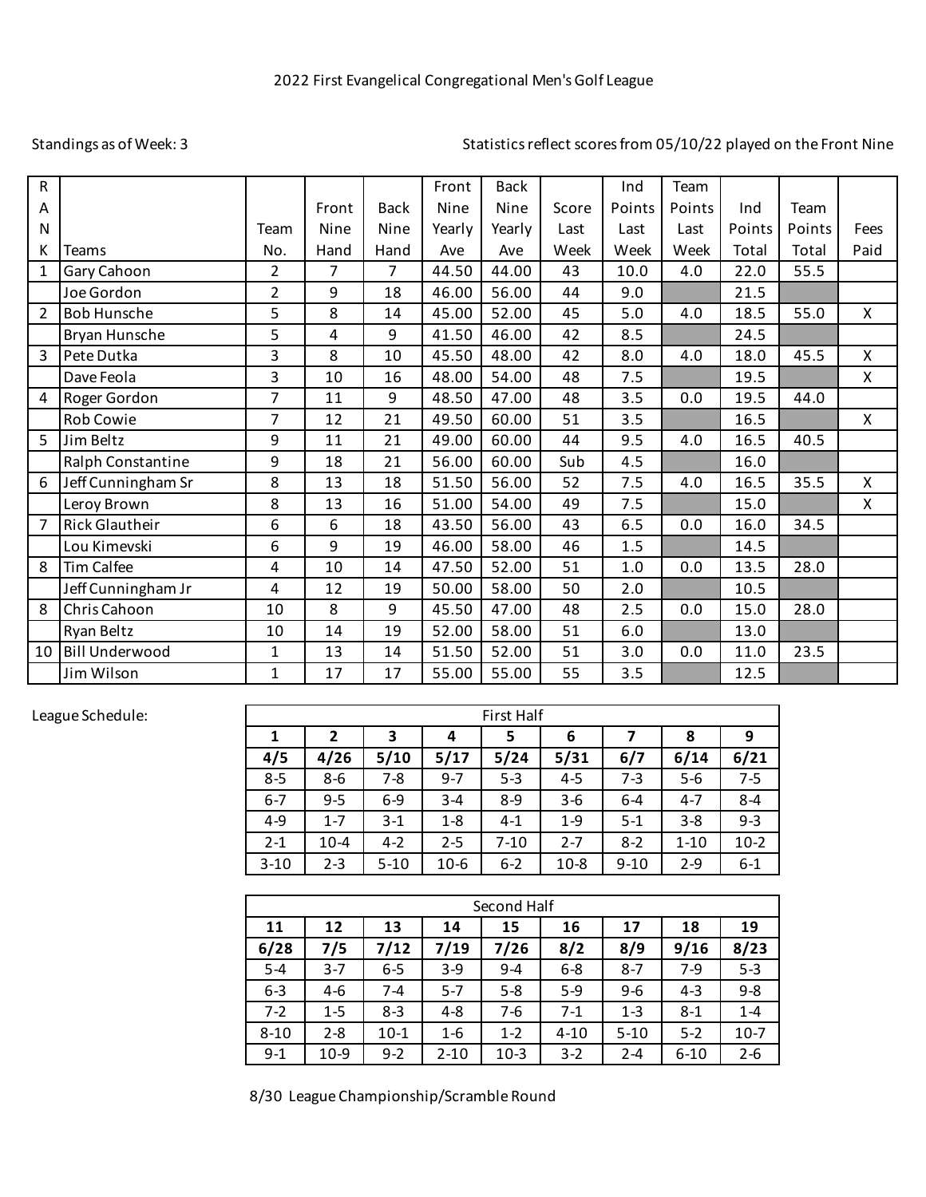# 2022 First Evangelical Congregational Men's Golf League

Standings as of Week: 3

Statistics reflect scores from 05/10/22 played on the Front Nine

| RANK | Teams | Team No. | Front Nine Hand | Back Nine Hand | Front Nine Yearly Ave | Back Nine Yearly Ave | Score Last Week | Ind Points Last Week | Team Points Last Week | Ind Points Total | Team Points Total | Fees Paid |
|---|---|---|---|---|---|---|---|---|---|---|---|---|
| 1 | Gary Cahoon | 2 | 7 | 7 | 44.50 | 44.00 | 43 | 10.0 | 4.0 | 22.0 | 55.5 | |
| | Joe Gordon | 2 | 9 | 18 | 46.00 | 56.00 | 44 | 9.0 | | 21.5 | | |
| 2 | Bob Hunsche | 5 | 8 | 14 | 45.00 | 52.00 | 45 | 5.0 | 4.0 | 18.5 | 55.0 | X |
| | Bryan Hunsche | 5 | 4 | 9 | 41.50 | 46.00 | 42 | 8.5 | | 24.5 | | |
| 3 | Pete Dutka | 3 | 8 | 10 | 45.50 | 48.00 | 42 | 8.0 | 4.0 | 18.0 | 45.5 | X |
| | Dave Feola | 3 | 10 | 16 | 48.00 | 54.00 | 48 | 7.5 | | 19.5 | | X |
| 4 | Roger Gordon | 7 | 11 | 9 | 48.50 | 47.00 | 48 | 3.5 | 0.0 | 19.5 | 44.0 | |
| | Rob Cowie | 7 | 12 | 21 | 49.50 | 60.00 | 51 | 3.5 | | 16.5 | | X |
| 5 | Jim Beltz | 9 | 11 | 21 | 49.00 | 60.00 | 44 | 9.5 | 4.0 | 16.5 | 40.5 | |
| | Ralph Constantine | 9 | 18 | 21 | 56.00 | 60.00 | Sub | 4.5 | | 16.0 | | |
| 6 | Jeff Cunningham Sr | 8 | 13 | 18 | 51.50 | 56.00 | 52 | 7.5 | 4.0 | 16.5 | 35.5 | X |
| | Leroy Brown | 8 | 13 | 16 | 51.00 | 54.00 | 49 | 7.5 | | 15.0 | | X |
| 7 | Rick Glautheir | 6 | 6 | 18 | 43.50 | 56.00 | 43 | 6.5 | 0.0 | 16.0 | 34.5 | |
| | Lou Kimevski | 6 | 9 | 19 | 46.00 | 58.00 | 46 | 1.5 | | 14.5 | | |
| 8 | Tim Calfee | 4 | 10 | 14 | 47.50 | 52.00 | 51 | 1.0 | 0.0 | 13.5 | 28.0 | |
| | Jeff Cunningham Jr | 4 | 12 | 19 | 50.00 | 58.00 | 50 | 2.0 | | 10.5 | | |
| 8 | Chris Cahoon | 10 | 8 | 9 | 45.50 | 47.00 | 48 | 2.5 | 0.0 | 15.0 | 28.0 | |
| | Ryan Beltz | 10 | 14 | 19 | 52.00 | 58.00 | 51 | 6.0 | | 13.0 | | |
| 10 | Bill Underwood | 1 | 13 | 14 | 51.50 | 52.00 | 51 | 3.0 | 0.0 | 11.0 | 23.5 | |
| | Jim Wilson | 1 | 17 | 17 | 55.00 | 55.00 | 55 | 3.5 | | 12.5 | | |

League Schedule:

| First Half | | | | | | | | |
|---|---|---|---|---|---|---|---|---|
| **1** | **2** | **3** | **4** | **5** | **6** | **7** | **8** | **9** |
| **4/5** | **4/26** | **5/10** | **5/17** | **5/24** | **5/31** | **6/7** | **6/14** | **6/21** |
| 8-5 | 8-6 | 7-8 | 9-7 | 5-3 | 4-5 | 7-3 | 5-6 | 7-5 |
| 6-7 | 9-5 | 6-9 | 3-4 | 8-9 | 3-6 | 6-4 | 4-7 | 8-4 |
| 4-9 | 1-7 | 3-1 | 1-8 | 4-1 | 1-9 | 5-1 | 3-8 | 9-3 |
| 2-1 | 10-4 | 4-2 | 2-5 | 7-10 | 2-7 | 8-2 | 1-10 | 10-2 |
| 3-10 | 2-3 | 5-10 | 10-6 | 6-2 | 10-8 | 9-10 | 2-9 | 6-1 |

| Second Half | | | | | | | | |
|---|---|---|---|---|---|---|---|---|
| **11** | **12** | **13** | **14** | **15** | **16** | **17** | **18** | **19** |
| **6/28** | **7/5** | **7/12** | **7/19** | **7/26** | **8/2** | **8/9** | **9/16** | **8/23** |
| 5-4 | 3-7 | 6-5 | 3-9 | 9-4 | 6-8 | 8-7 | 7-9 | 5-3 |
| 6-3 | 4-6 | 7-4 | 5-7 | 5-8 | 5-9 | 9-6 | 4-3 | 9-8 |
| 7-2 | 1-5 | 8-3 | 4-8 | 7-6 | 7-1 | 1-3 | 8-1 | 1-4 |
| 8-10 | 2-8 | 10-1 | 1-6 | 1-2 | 4-10 | 5-10 | 5-2 | 10-7 |
| 9-1 | 10-9 | 9-2 | 2-10 | 10-3 | 3-2 | 2-4 | 6-10 | 2-6 |

8/30 League Championship/Scramble Round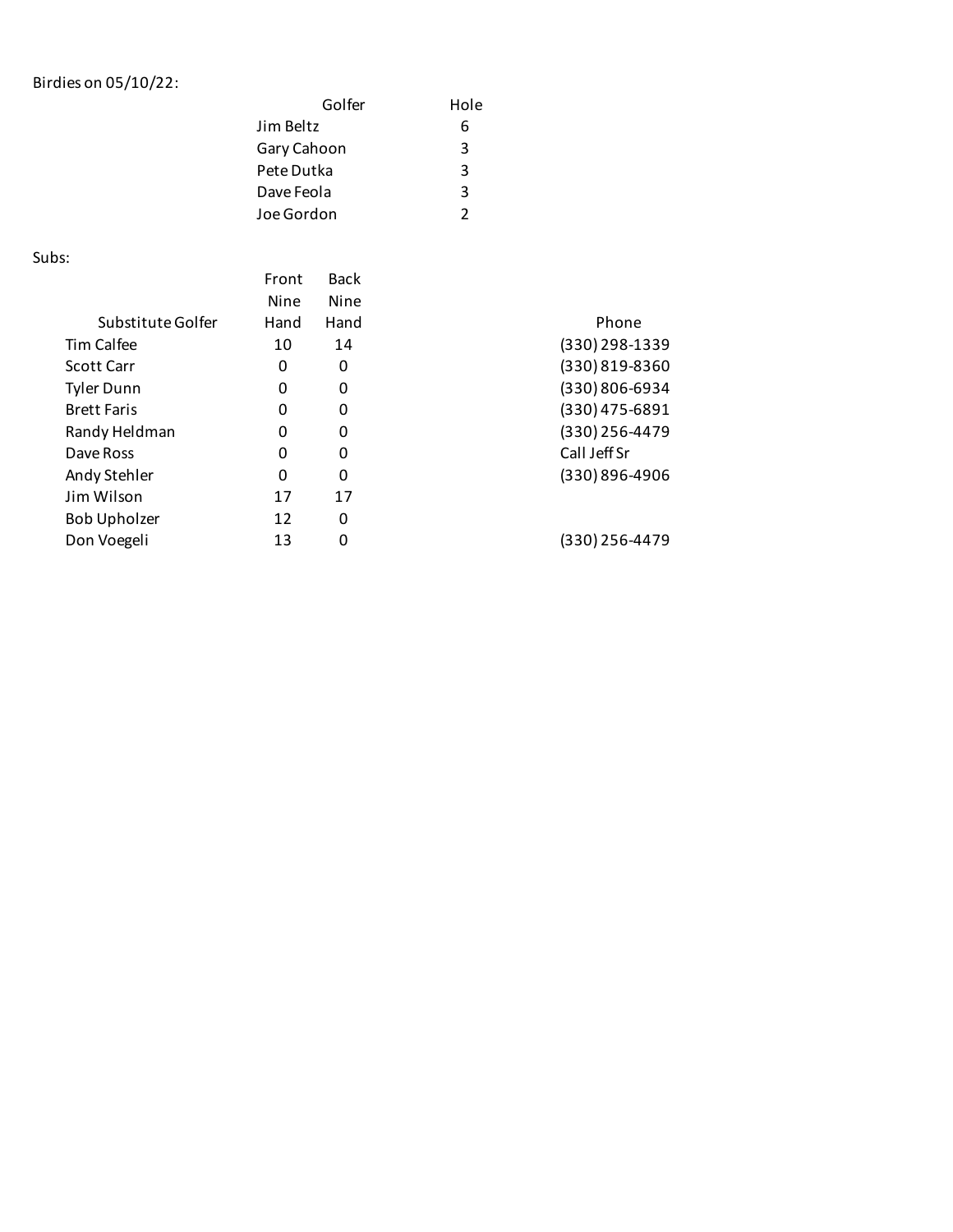Birdies on 05/10/22:

| Golfer | Hole |
|---|---|
| Jim Beltz | 6 |
| Gary Cahoon | 3 |
| Pete Dutka | 3 |
| Dave Feola | 3 |
| Joe Gordon | 2 |

Subs:

| Substitute Golfer | Front Nine Hand | Back Nine Hand | Phone |
|---|---|---|---|
| Tim Calfee | 10 | 14 | (330) 298-1339 |
| Scott Carr | 0 | 0 | (330) 819-8360 |
| Tyler Dunn | 0 | 0 | (330) 806-6934 |
| Brett Faris | 0 | 0 | (330) 475-6891 |
| Randy Heldman | 0 | 0 | (330) 256-4479 |
| Dave Ross | 0 | 0 | Call Jeff Sr |
| Andy Stehler | 0 | 0 | (330) 896-4906 |
| Jim Wilson | 17 | 17 | |
| Bob Upholzer | 12 | 0 | |
| Don Voegeli | 13 | 0 | (330) 256-4479 |